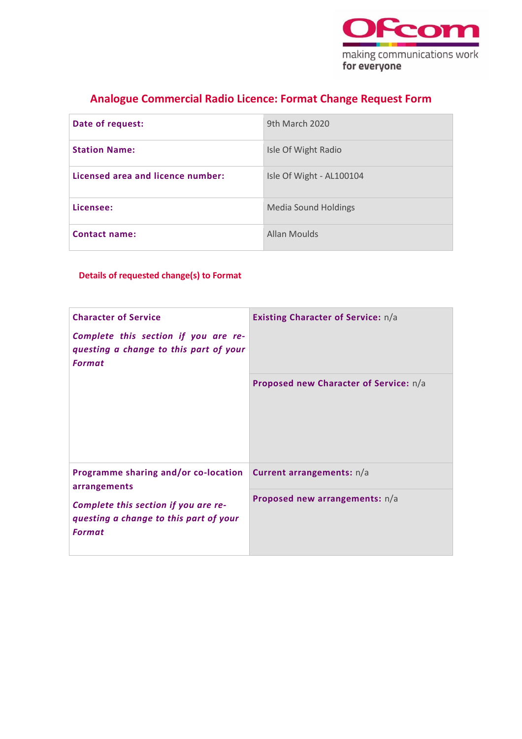Ofcom

making communications work for everyone

# Analogue Commercial Radio Licence: Format Change Request Form

| | |
|---|---|
| **Date of request:** | 9th March 2020 |
| **Station Name:** | Isle Of Wight Radio |
| **Licensed area and licence number:** | Isle Of Wight - AL100104 |
| **Licensee:** | Media Sound Holdings |
| **Contact name:** | Allan Moulds |

## Details of requested change(s) to Format

| | |
|---|---|
| **Character of Service**<br><br>***Complete this section if you are requesting a change to this part of your Format*** | **Existing Character of Service:** n/a |
| | **Proposed new Character of Service:** n/a |
| **Programme sharing and/or co-location arrangements**<br><br>***Complete this section if you are requesting a change to this part of your Format*** | **Current arrangements:** n/a |
| | **Proposed new arrangements:** n/a |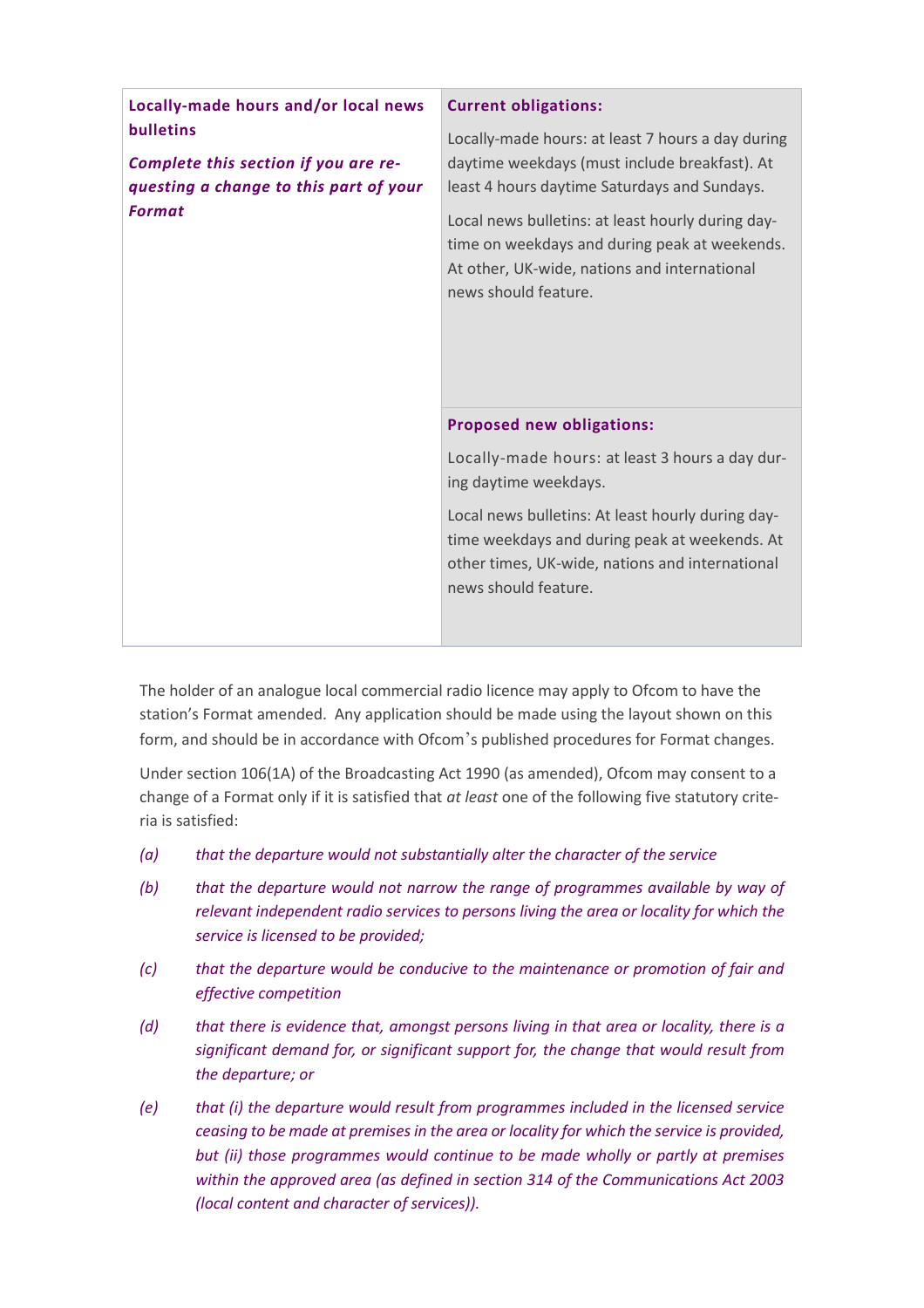| **Locally-made hours and/or local news bulletins**<br><br>***Complete this section if you are requesting a change to this part of your Format*** | **Current obligations:**<br><br>Locally-made hours: at least 7 hours a day during daytime weekdays (must include breakfast). At least 4 hours daytime Saturdays and Sundays.<br><br>Local news bulletins: at least hourly during daytime on weekdays and during peak at weekends. At other, UK-wide, nations and international news should feature. |
|---|---|
| | **Proposed new obligations:**<br><br>Locally-made hours: at least 3 hours a day during daytime weekdays.<br><br>Local news bulletins: At least hourly during daytime weekdays and during peak at weekends. At other times, UK-wide, nations and international news should feature. |

The holder of an analogue local commercial radio licence may apply to Ofcom to have the station's Format amended. Any application should be made using the layout shown on this form, and should be in accordance with Ofcom's published procedures for Format changes.

Under section 106(1A) of the Broadcasting Act 1990 (as amended), Ofcom may consent to a change of a Format only if it is satisfied that *at least* one of the following five statutory criteria is satisfied:

*(a) that the departure would not substantially alter the character of the service*

*(b) that the departure would not narrow the range of programmes available by way of relevant independent radio services to persons living the area or locality for which the service is licensed to be provided;*

*(c) that the departure would be conducive to the maintenance or promotion of fair and effective competition*

*(d) that there is evidence that, amongst persons living in that area or locality, there is a significant demand for, or significant support for, the change that would result from the departure; or*

*(e) that (i) the departure would result from programmes included in the licensed service ceasing to be made at premises in the area or locality for which the service is provided, but (ii) those programmes would continue to be made wholly or partly at premises within the approved area (as defined in section 314 of the Communications Act 2003 (local content and character of services)).*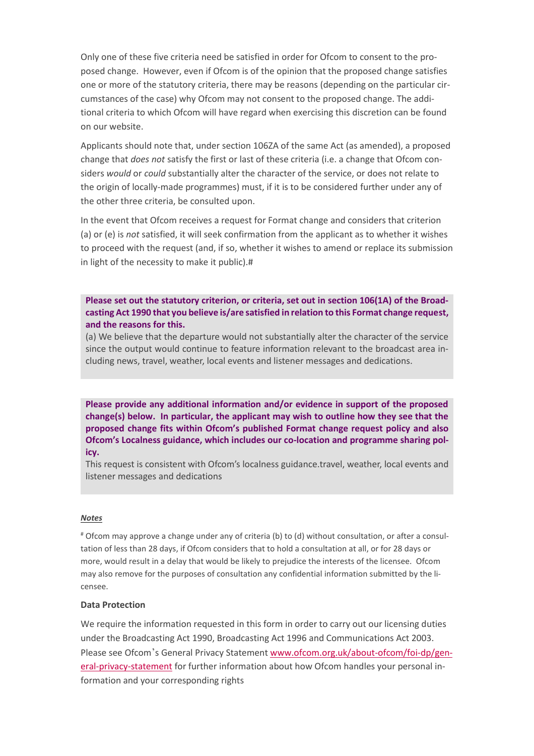Only one of these five criteria need be satisfied in order for Ofcom to consent to the proposed change. However, even if Ofcom is of the opinion that the proposed change satisfies one or more of the statutory criteria, there may be reasons (depending on the particular circumstances of the case) why Ofcom may not consent to the proposed change. The additional criteria to which Ofcom will have regard when exercising this discretion can be found on our website.

Applicants should note that, under section 106ZA of the same Act (as amended), a proposed change that *does not* satisfy the first or last of these criteria (i.e. a change that Ofcom considers *would* or *could* substantially alter the character of the service, or does not relate to the origin of locally-made programmes) must, if it is to be considered further under any of the other three criteria, be consulted upon.

In the event that Ofcom receives a request for Format change and considers that criterion (a) or (e) is *not* satisfied, it will seek confirmation from the applicant as to whether it wishes to proceed with the request (and, if so, whether it wishes to amend or replace its submission in light of the necessity to make it public).#

**Please set out the statutory criterion, or criteria, set out in section 106(1A) of the Broadcasting Act 1990 that you believe is/are satisfied in relation to this Format change request, and the reasons for this.**

(a) We believe that the departure would not substantially alter the character of the service since the output would continue to feature information relevant to the broadcast area including news, travel, weather, local events and listener messages and dedications.

**Please provide any additional information and/or evidence in support of the proposed change(s) below. In particular, the applicant may wish to outline how they see that the proposed change fits within Ofcom's published Format change request policy and also Ofcom's Localness guidance, which includes our co-location and programme sharing policy.**

This request is consistent with Ofcom's localness guidance.travel, weather, local events and listener messages and dedications

***Notes***

# Ofcom may approve a change under any of criteria (b) to (d) without consultation, or after a consultation of less than 28 days, if Ofcom considers that to hold a consultation at all, or for 28 days or more, would result in a delay that would be likely to prejudice the interests of the licensee. Ofcom may also remove for the purposes of consultation any confidential information submitted by the licensee.

**Data Protection**

We require the information requested in this form in order to carry out our licensing duties under the Broadcasting Act 1990, Broadcasting Act 1996 and Communications Act 2003. Please see Ofcom's General Privacy Statement www.ofcom.org.uk/about-ofcom/foi-dp/general-privacy-statement for further information about how Ofcom handles your personal information and your corresponding rights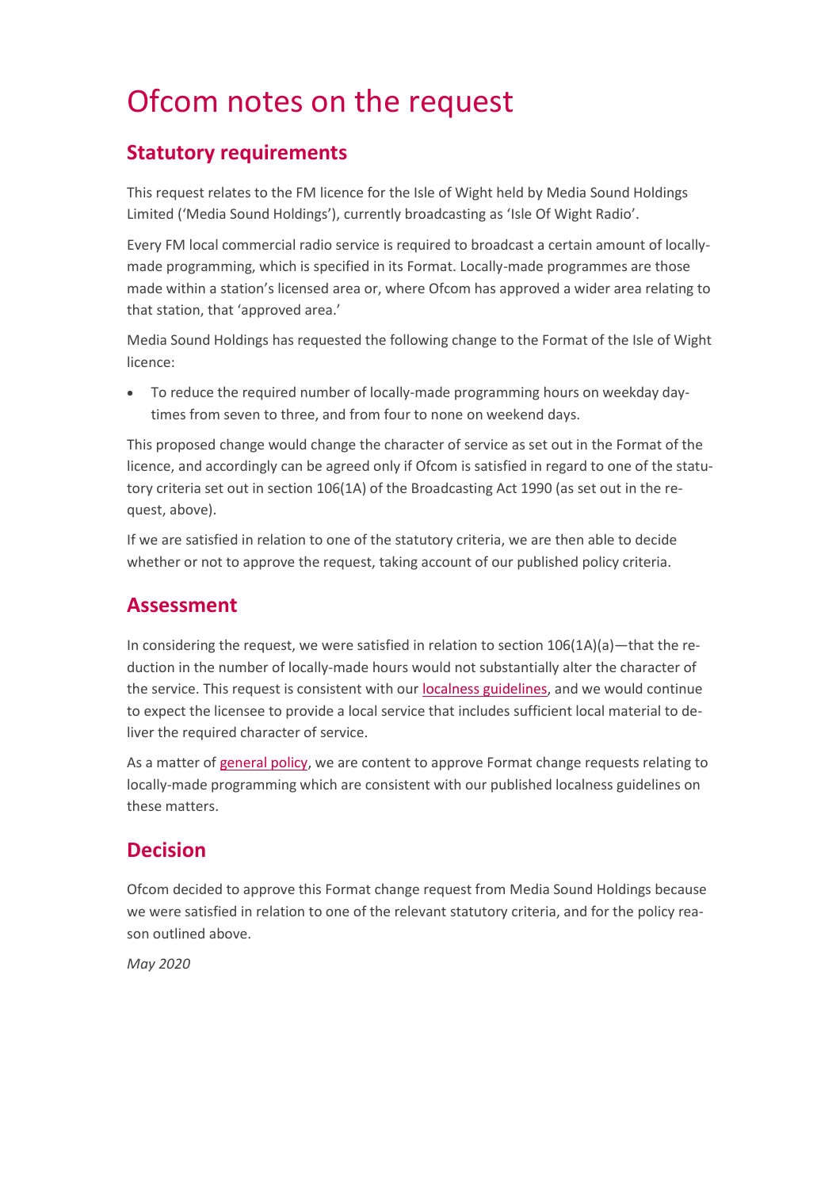# Ofcom notes on the request

## Statutory requirements

This request relates to the FM licence for the Isle of Wight held by Media Sound Holdings Limited ('Media Sound Holdings'), currently broadcasting as 'Isle Of Wight Radio'.

Every FM local commercial radio service is required to broadcast a certain amount of locally-made programming, which is specified in its Format. Locally-made programmes are those made within a station's licensed area or, where Ofcom has approved a wider area relating to that station, that 'approved area.'

Media Sound Holdings has requested the following change to the Format of the Isle of Wight licence:

- To reduce the required number of locally-made programming hours on weekday day-times from seven to three, and from four to none on weekend days.

This proposed change would change the character of service as set out in the Format of the licence, and accordingly can be agreed only if Ofcom is satisfied in regard to one of the statutory criteria set out in section 106(1A) of the Broadcasting Act 1990 (as set out in the request, above).

If we are satisfied in relation to one of the statutory criteria, we are then able to decide whether or not to approve the request, taking account of our published policy criteria.

## Assessment

In considering the request, we were satisfied in relation to section 106(1A)(a)—that the reduction in the number of locally-made hours would not substantially alter the character of the service. This request is consistent with our localness guidelines, and we would continue to expect the licensee to provide a local service that includes sufficient local material to deliver the required character of service.

As a matter of general policy, we are content to approve Format change requests relating to locally-made programming which are consistent with our published localness guidelines on these matters.

## Decision

Ofcom decided to approve this Format change request from Media Sound Holdings because we were satisfied in relation to one of the relevant statutory criteria, and for the policy reason outlined above.

*May 2020*